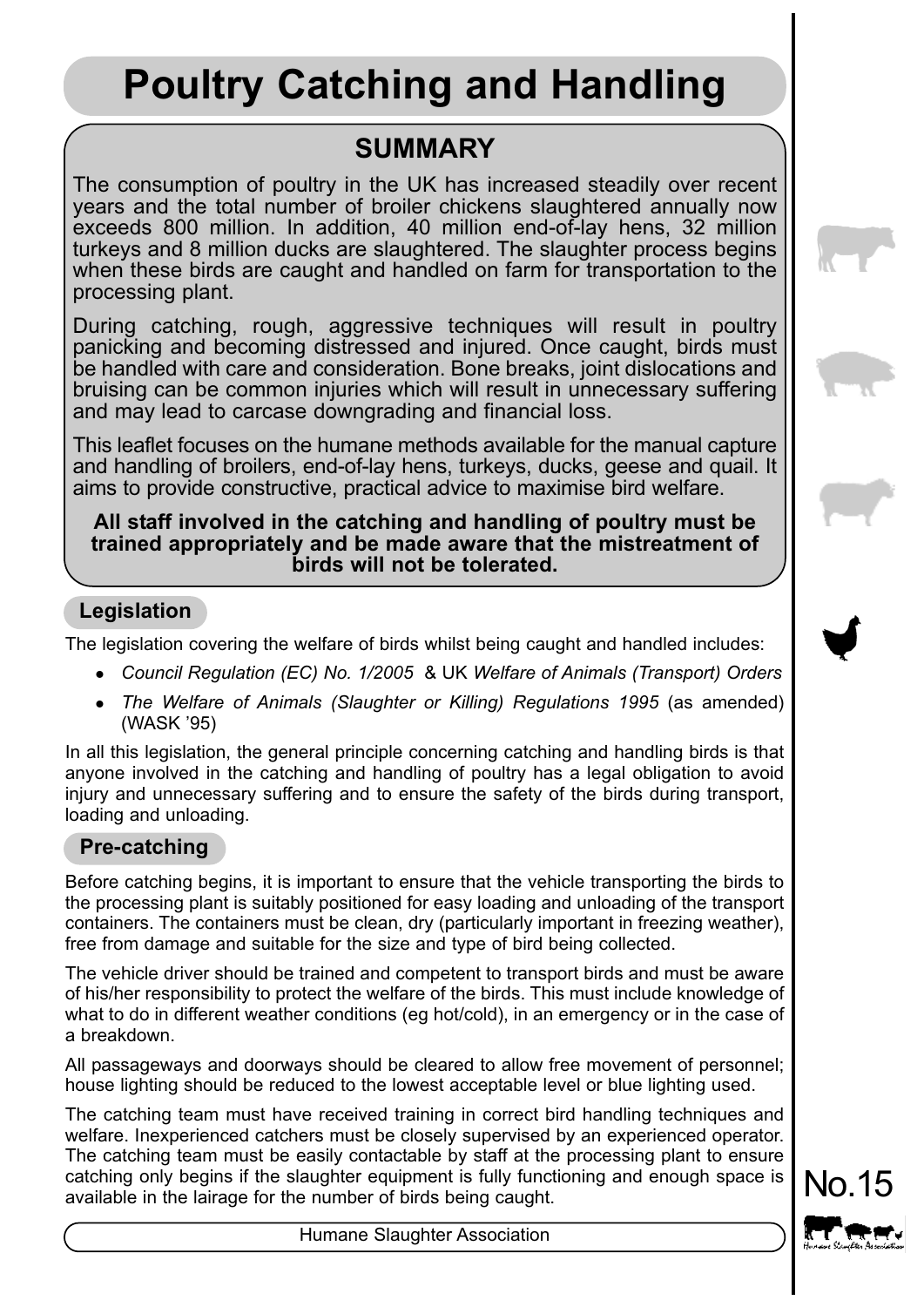# Poultry Catching and Handling

## SUMMARY

The consumption of poultry in the UK has increased steadily over recent years and the total number of broiler chickens slaughtered annually now exceeds 800 million. In addition, 40 million end-of-lay hens, 32 million turkeys and 8 million ducks are slaughtered. The slaughter process begins when these birds are caught and handled on farm for transportation to the processing plant.

During catching, rough, aggressive techniques will result in poultry panicking and becoming distressed and injured. Once caught, birds must be handled with care and consideration. Bone breaks, joint dislocations and bruising can be common injuries which will result in unnecessary suffering and may lead to carcase downgrading and financial loss.

This leaflet focuses on the humane methods available for the manual capture and handling of broilers, end-of-lay hens, turkeys, ducks, geese and quail. It aims to provide constructive, practical advice to maximise bird welfare.

**All staff involved in the catching and handling of poultry must be trained appropriately and be made aware that the mistreatment of birds will not be tolerated.**

## Legislation

The legislation covering the welfare of birds whilst being caught and handled includes:

- *Council Regulation (EC) No. 1/2005* & UK *Welfare of Animals (Transport) Orders*
- *The Welfare of Animals (Slaughter or Killing) Regulations 1995* (as amended) (WASK '95)

In all this legislation, the general principle concerning catching and handling birds is that anyone involved in the catching and handling of poultry has a legal obligation to avoid injury and unnecessary suffering and to ensure the safety of the birds during transport, loading and unloading.

## Pre-catching

Before catching begins, it is important to ensure that the vehicle transporting the birds to the processing plant is suitably positioned for easy loading and unloading of the transport containers. The containers must be clean, dry (particularly important in freezing weather), free from damage and suitable for the size and type of bird being collected.

The vehicle driver should be trained and competent to transport birds and must be aware of his/her responsibility to protect the welfare of the birds. This must include knowledge of what to do in different weather conditions (eg hot/cold), in an emergency or in the case of a breakdown.

All passageways and doorways should be cleared to allow free movement of personnel; house lighting should be reduced to the lowest acceptable level or blue lighting used.

The catching team must have received training in correct bird handling techniques and welfare. Inexperienced catchers must be closely supervised by an experienced operator. The catching team must be easily contactable by staff at the processing plant to ensure catching only begins if the slaughter equipment is fully functioning and enough space is available in the lairage for the number of birds being caught.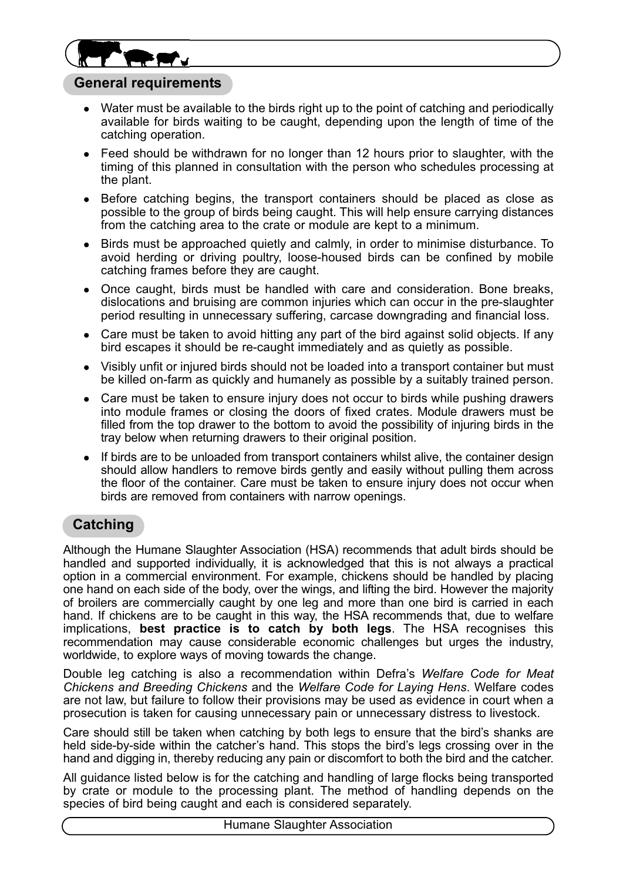## General requirements

- Water must be available to the birds right up to the point of catching and periodically available for birds waiting to be caught, depending upon the length of time of the catching operation.
- Feed should be withdrawn for no longer than 12 hours prior to slaughter, with the timing of this planned in consultation with the person who schedules processing at the plant.
- Before catching begins, the transport containers should be placed as close as possible to the group of birds being caught. This will help ensure carrying distances from the catching area to the crate or module are kept to a minimum.
- Birds must be approached quietly and calmly, in order to minimise disturbance. To avoid herding or driving poultry, loose-housed birds can be confined by mobile catching frames before they are caught.
- Once caught, birds must be handled with care and consideration. Bone breaks, dislocations and bruising are common injuries which can occur in the pre-slaughter period resulting in unnecessary suffering, carcase downgrading and financial loss.
- Care must be taken to avoid hitting any part of the bird against solid objects. If any bird escapes it should be re-caught immediately and as quietly as possible.
- Visibly unfit or injured birds should not be loaded into a transport container but must be killed on-farm as quickly and humanely as possible by a suitably trained person.
- Care must be taken to ensure injury does not occur to birds while pushing drawers into module frames or closing the doors of fixed crates. Module drawers must be filled from the top drawer to the bottom to avoid the possibility of injuring birds in the tray below when returning drawers to their original position.
- If birds are to be unloaded from transport containers whilst alive, the container design should allow handlers to remove birds gently and easily without pulling them across the floor of the container. Care must be taken to ensure injury does not occur when birds are removed from containers with narrow openings.

## Catching

Although the Humane Slaughter Association (HSA) recommends that adult birds should be handled and supported individually, it is acknowledged that this is not always a practical option in a commercial environment. For example, chickens should be handled by placing one hand on each side of the body, over the wings, and lifting the bird. However the majority of broilers are commercially caught by one leg and more than one bird is carried in each hand. If chickens are to be caught in this way, the HSA recommends that, due to welfare implications, **best practice is to catch by both legs**. The HSA recognises this recommendation may cause considerable economic challenges but urges the industry, worldwide, to explore ways of moving towards the change.

Double leg catching is also a recommendation within Defra's *Welfare Code for Meat Chickens and Breeding Chickens* and the *Welfare Code for Laying Hens*. Welfare codes are not law, but failure to follow their provisions may be used as evidence in court when a prosecution is taken for causing unnecessary pain or unnecessary distress to livestock.

Care should still be taken when catching by both legs to ensure that the bird's shanks are held side-by-side within the catcher's hand. This stops the bird's legs crossing over in the hand and digging in, thereby reducing any pain or discomfort to both the bird and the catcher.

All guidance listed below is for the catching and handling of large flocks being transported by crate or module to the processing plant. The method of handling depends on the species of bird being caught and each is considered separately.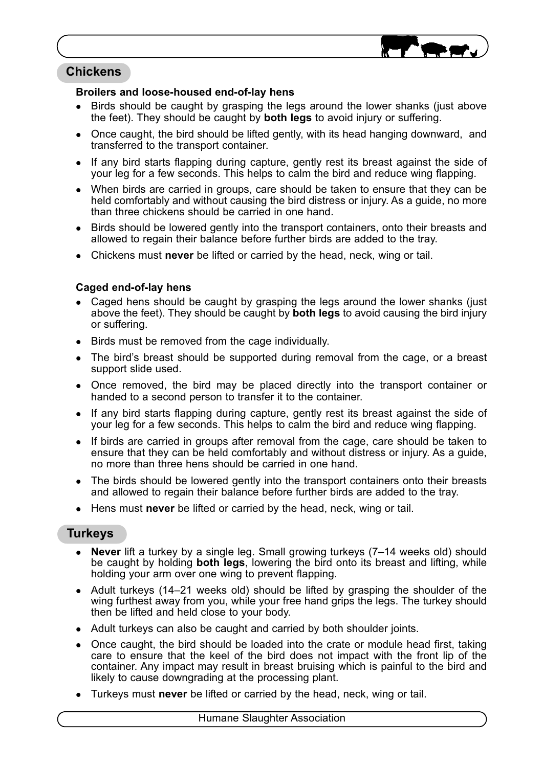## Chickens

### Broilers and loose-housed end-of-lay hens

- Birds should be caught by grasping the legs around the lower shanks (just above the feet). They should be caught by **both legs** to avoid injury or suffering.
- Once caught, the bird should be lifted gently, with its head hanging downward, and transferred to the transport container.
- If any bird starts flapping during capture, gently rest its breast against the side of your leg for a few seconds. This helps to calm the bird and reduce wing flapping.
- When birds are carried in groups, care should be taken to ensure that they can be held comfortably and without causing the bird distress or injury. As a guide, no more than three chickens should be carried in one hand.
- Birds should be lowered gently into the transport containers, onto their breasts and allowed to regain their balance before further birds are added to the tray.
- Chickens must **never** be lifted or carried by the head, neck, wing or tail.

### Caged end-of-lay hens

- Caged hens should be caught by grasping the legs around the lower shanks (just above the feet). They should be caught by **both legs** to avoid causing the bird injury or suffering.
- Birds must be removed from the cage individually.
- The bird's breast should be supported during removal from the cage, or a breast support slide used.
- Once removed, the bird may be placed directly into the transport container or handed to a second person to transfer it to the container.
- If any bird starts flapping during capture, gently rest its breast against the side of your leg for a few seconds. This helps to calm the bird and reduce wing flapping.
- If birds are carried in groups after removal from the cage, care should be taken to ensure that they can be held comfortably and without distress or injury. As a guide, no more than three hens should be carried in one hand.
- The birds should be lowered gently into the transport containers onto their breasts and allowed to regain their balance before further birds are added to the tray.
- Hens must **never** be lifted or carried by the head, neck, wing or tail.

## Turkeys

- **Never** lift a turkey by a single leg. Small growing turkeys (7–14 weeks old) should be caught by holding **both legs**, lowering the bird onto its breast and lifting, while holding your arm over one wing to prevent flapping.
- Adult turkeys (14–21 weeks old) should be lifted by grasping the shoulder of the wing furthest away from you, while your free hand grips the legs. The turkey should then be lifted and held close to your body.
- Adult turkeys can also be caught and carried by both shoulder joints.
- Once caught, the bird should be loaded into the crate or module head first, taking care to ensure that the keel of the bird does not impact with the front lip of the container. Any impact may result in breast bruising which is painful to the bird and likely to cause downgrading at the processing plant.
- Turkeys must **never** be lifted or carried by the head, neck, wing or tail.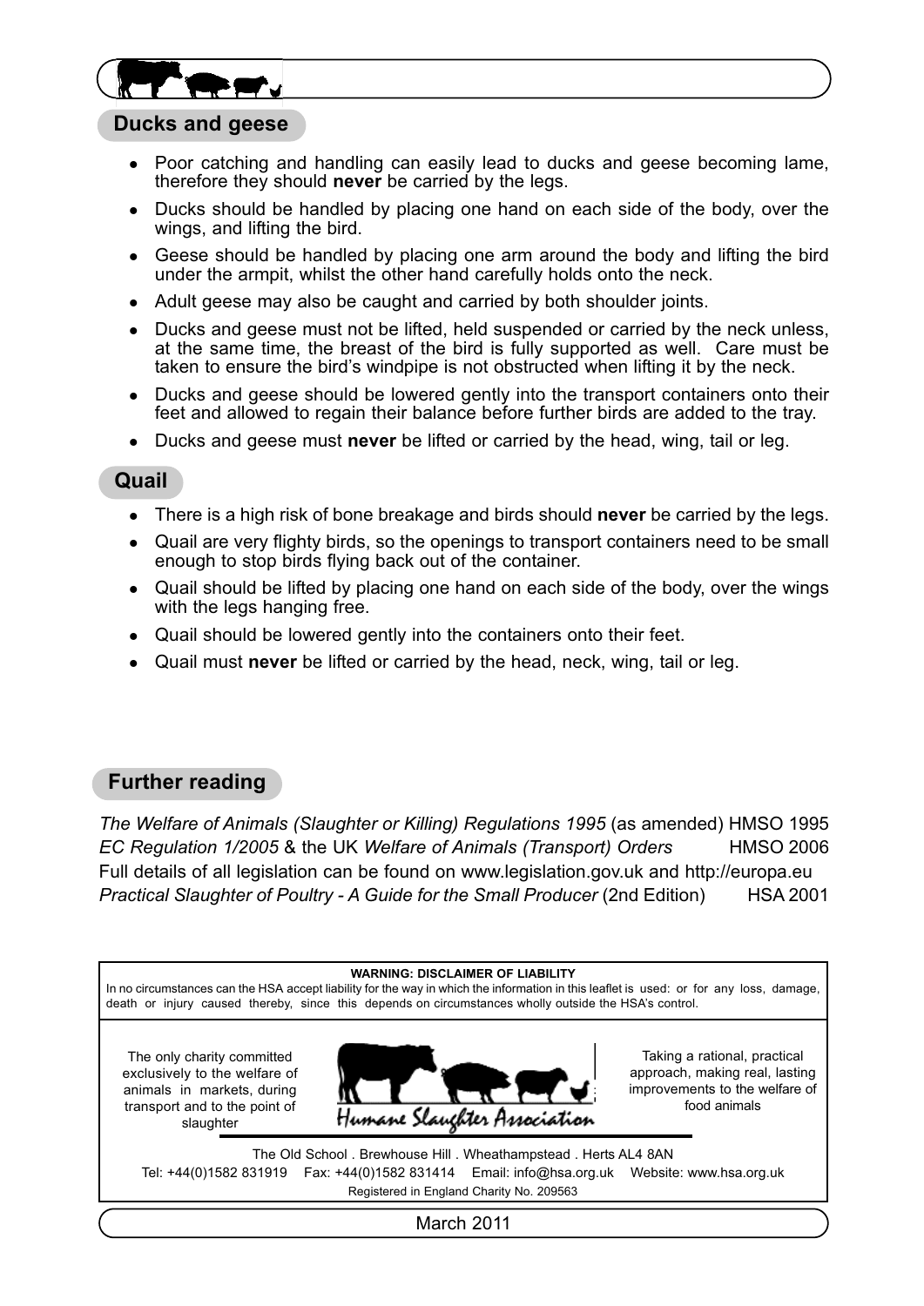## Ducks and geese

- Poor catching and handling can easily lead to ducks and geese becoming lame, therefore they should **never** be carried by the legs.
- Ducks should be handled by placing one hand on each side of the body, over the wings, and lifting the bird.
- Geese should be handled by placing one arm around the body and lifting the bird under the armpit, whilst the other hand carefully holds onto the neck.
- Adult geese may also be caught and carried by both shoulder joints.
- Ducks and geese must not be lifted, held suspended or carried by the neck unless, at the same time, the breast of the bird is fully supported as well. Care must be taken to ensure the bird's windpipe is not obstructed when lifting it by the neck.
- Ducks and geese should be lowered gently into the transport containers onto their feet and allowed to regain their balance before further birds are added to the tray.
- Ducks and geese must **never** be lifted or carried by the head, wing, tail or leg.

## Quail

- There is a high risk of bone breakage and birds should **never** be carried by the legs.
- Quail are very flighty birds, so the openings to transport containers need to be small enough to stop birds flying back out of the container.
- Quail should be lifted by placing one hand on each side of the body, over the wings with the legs hanging free.
- Quail should be lowered gently into the containers onto their feet.
- Quail must **never** be lifted or carried by the head, neck, wing, tail or leg.

## Further reading

*The Welfare of Animals (Slaughter or Killing) Regulations 1995* (as amended) HMSO 1995
*EC Regulation 1/2005* & the UK *Welfare of Animals (Transport) Orders* HMSO 2006
Full details of all legislation can be found on www.legislation.gov.uk and http://europa.eu
*Practical Slaughter of Poultry - A Guide for the Small Producer* (2nd Edition) HSA 2001

**WARNING: DISCLAIMER OF LIABILITY**
In no circumstances can the HSA accept liability for the way in which the information in this leaflet is used: or for any loss, damage, death or injury caused thereby, since this depends on circumstances wholly outside the HSA's control.

The only charity committed exclusively to the welfare of animals in markets, during transport and to the point of slaughter

Humane Slaughter Association

Taking a rational, practical approach, making real, lasting improvements to the welfare of food animals

The Old School . Brewhouse Hill . Wheathampstead . Herts AL4 8AN
Tel: +44(0)1582 831919 Fax: +44(0)1582 831414 Email: info@hsa.org.uk Website: www.hsa.org.uk
Registered in England Charity No. 209563

March 2011